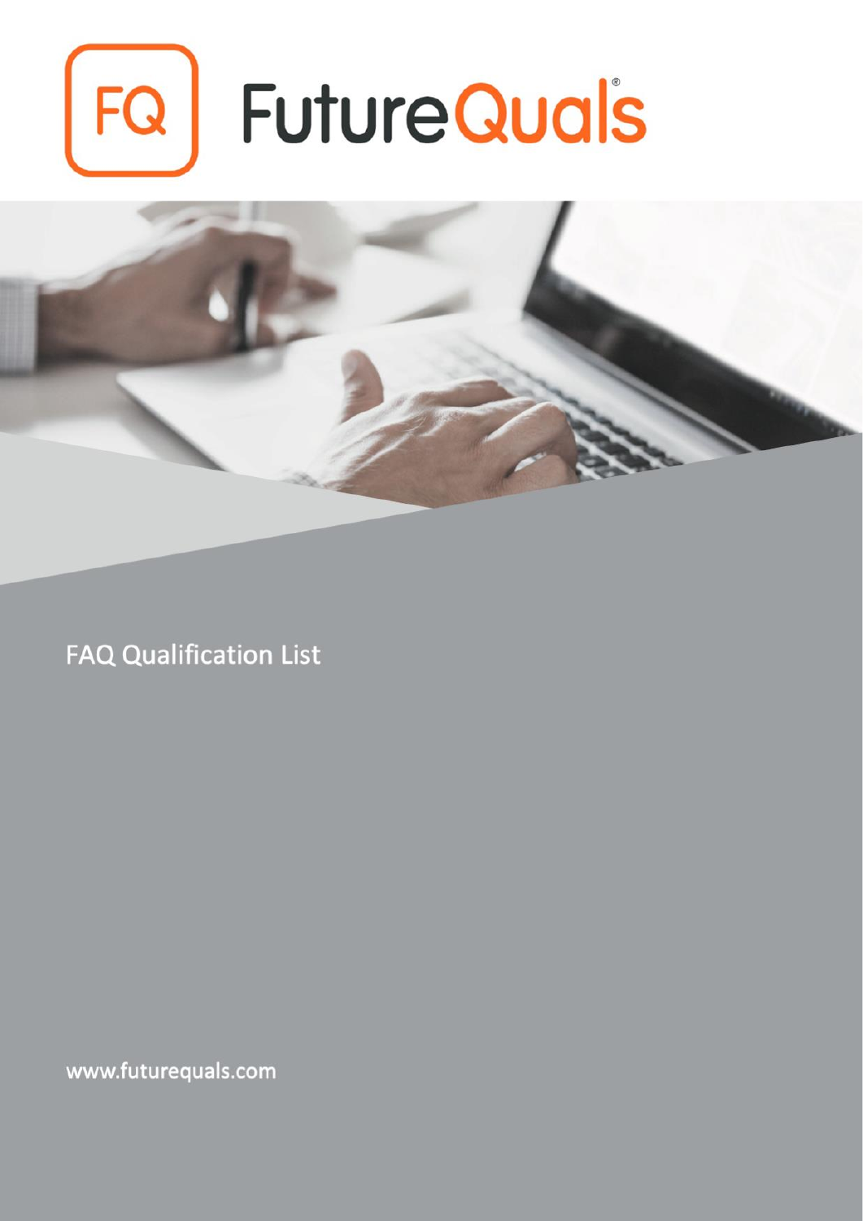FQ FutureQuals®

# FAQ Qualification List

www.futurequals.com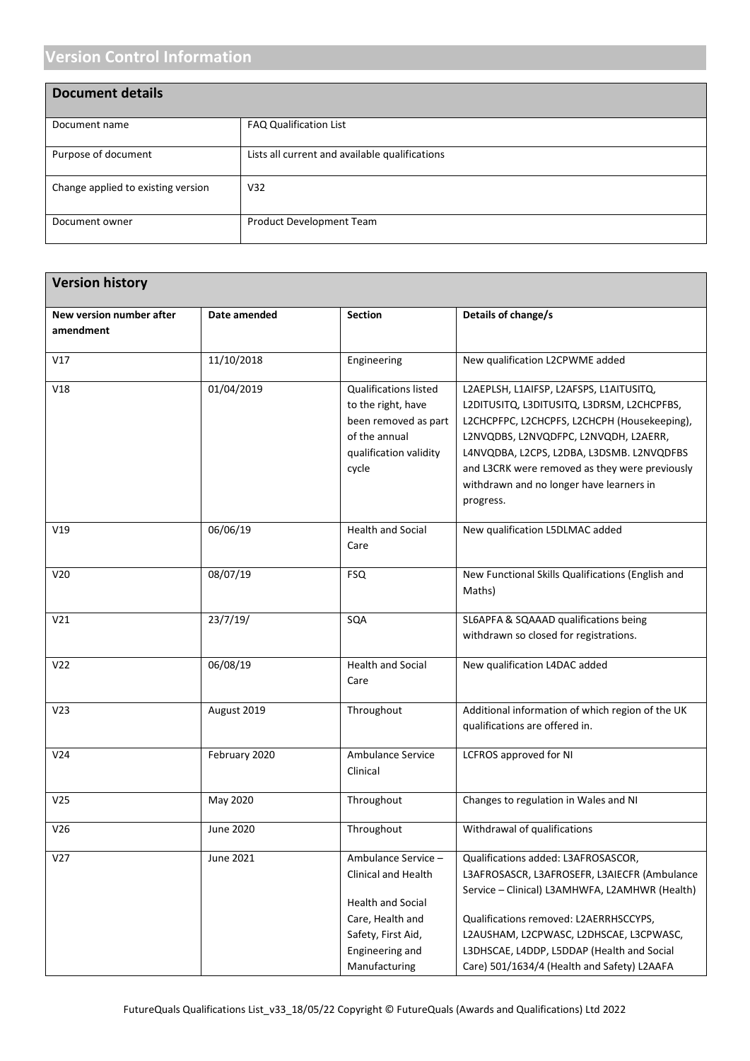## Version Control Information

| Document details | |
|---|---|
| Document name | FAQ Qualification List |
| Purpose of document | Lists all current and available qualifications |
| Change applied to existing version | V32 |
| Document owner | Product Development Team |

**Version history**

| New version number after amendment | Date amended | Section | Details of change/s |
|---|---|---|---|
| V17 | 11/10/2018 | Engineering | New qualification L2CPWME added |
| V18 | 01/04/2019 | Qualifications listed to the right, have been removed as part of the annual qualification validity cycle | L2AEPLSH, L1AIFSP, L2AFSPS, L1AITUSITQ, L2DITUSITQ, L3DITUSITQ, L3DRSM, L2CHCPFBS, L2CHCPFPC, L2CHCPFS, L2CHCPH (Housekeeping), L2NVQDBS, L2NVQDFPC, L2NVQDH, L2AERR, L4NVQDBA, L2CPS, L2DBA, L3DSMB. L2NVQDFBS and L3CRK were removed as they were previously withdrawn and no longer have learners in progress. |
| V19 | 06/06/19 | Health and Social Care | New qualification L5DLMAC added |
| V20 | 08/07/19 | FSQ | New Functional Skills Qualifications (English and Maths) |
| V21 | 23/7/19/ | SQA | SL6APFA & SQAAAD qualifications being withdrawn so closed for registrations. |
| V22 | 06/08/19 | Health and Social Care | New qualification L4DAC added |
| V23 | August 2019 | Throughout | Additional information of which region of the UK qualifications are offered in. |
| V24 | February 2020 | Ambulance Service Clinical | LCFROS approved for NI |
| V25 | May 2020 | Throughout | Changes to regulation in Wales and NI |
| V26 | June 2020 | Throughout | Withdrawal of qualifications |
| V27 | June 2021 | Ambulance Service – Clinical and Health<br><br>Health and Social Care, Health and Safety, First Aid, Engineering and Manufacturing | Qualifications added: L3AFROSASCOR, L3AFROSASCR, L3AFROSEFR, L3AIECFR (Ambulance Service – Clinical) L3AMHWFA, L2AMHWR (Health)<br><br>Qualifications removed: L2AERRHSCCYPS, L2AUSHAM, L2CPWASC, L2DHSCAE, L3CPWASC, L3DHSCAE, L4DDP, L5DDAP (Health and Social Care) 501/1634/4 (Health and Safety) L2AAFA |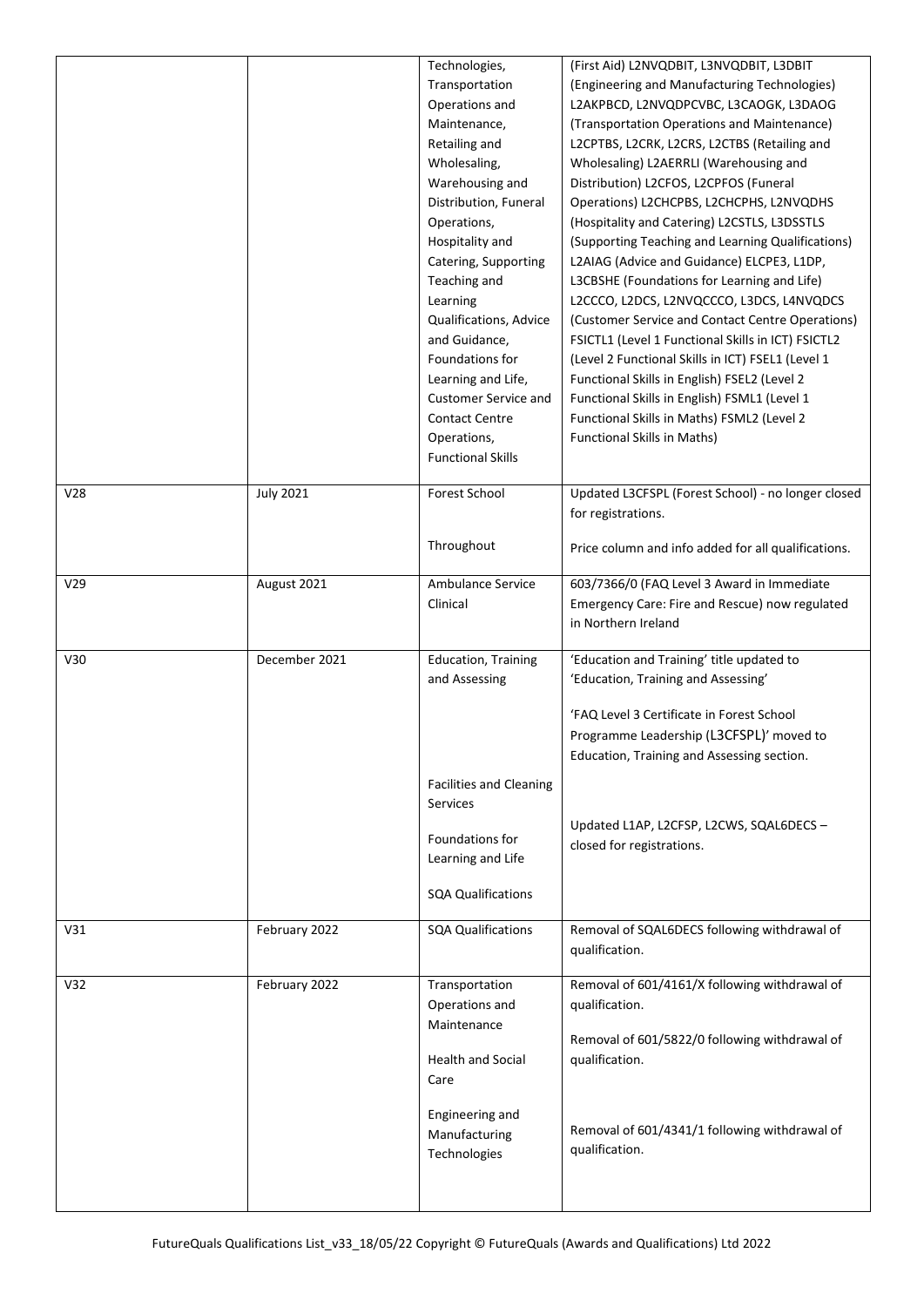| | | | |
|---|---|---|---|
| | | Technologies, Transportation Operations and Maintenance, Retailing and Wholesaling, Warehousing and Distribution, Funeral Operations, Hospitality and Catering, Supporting Teaching and Learning Qualifications, Advice and Guidance, Foundations for Learning and Life, Customer Service and Contact Centre Operations, Functional Skills | (First Aid) L2NVQDBIT, L3NVQDBIT, L3DBIT (Engineering and Manufacturing Technologies) L2AKPBCD, L2NVQDPCVBC, L3CAOGK, L3DAOG (Transportation Operations and Maintenance) L2CPTBS, L2CRK, L2CRS, L2CTBS (Retailing and Wholesaling) L2AERRLI (Warehousing and Distribution) L2CFOS, L2CPFOS (Funeral Operations) L2CHCPBS, L2CHCPHS, L2NVQDHS (Hospitality and Catering) L2CSTLS, L3DSSTLS (Supporting Teaching and Learning Qualifications) L2AIAG (Advice and Guidance) ELCPE3, L1DP, L3CBSHE (Foundations for Learning and Life) L2CCCO, L2DCS, L2NVQCCCO, L3DCS, L4NVQDCS (Customer Service and Contact Centre Operations) FSICTL1 (Level 1 Functional Skills in ICT) FSICTL2 (Level 2 Functional Skills in ICT) FSEL1 (Level 1 Functional Skills in English) FSEL2 (Level 2 Functional Skills in English) FSML1 (Level 1 Functional Skills in Maths) FSML2 (Level 2 Functional Skills in Maths) |
| V28 | July 2021 | Forest School<br><br>Throughout | Updated L3CFSPL (Forest School) - no longer closed for registrations.<br><br>Price column and info added for all qualifications. |
| V29 | August 2021 | Ambulance Service Clinical | 603/7366/0 (FAQ Level 3 Award in Immediate Emergency Care: Fire and Rescue) now regulated in Northern Ireland |
| V30 | December 2021 | Education, Training and Assessing<br><br>Facilities and Cleaning Services<br><br>Foundations for Learning and Life<br><br>SQA Qualifications | 'Education and Training' title updated to 'Education, Training and Assessing'<br><br>'FAQ Level 3 Certificate in Forest School Programme Leadership (L3CFSPL)' moved to Education, Training and Assessing section.<br><br>Updated L1AP, L2CFSP, L2CWS, SQAL6DECS – closed for registrations. |
| V31 | February 2022 | SQA Qualifications | Removal of SQAL6DECS following withdrawal of qualification. |
| V32 | February 2022 | Transportation Operations and Maintenance<br><br>Health and Social Care<br><br>Engineering and Manufacturing Technologies | Removal of 601/4161/X following withdrawal of qualification.<br><br>Removal of 601/5822/0 following withdrawal of qualification.<br><br>Removal of 601/4341/1 following withdrawal of qualification. |

FutureQuals Qualifications List_v33_18/05/22 Copyright © FutureQuals (Awards and Qualifications) Ltd 2022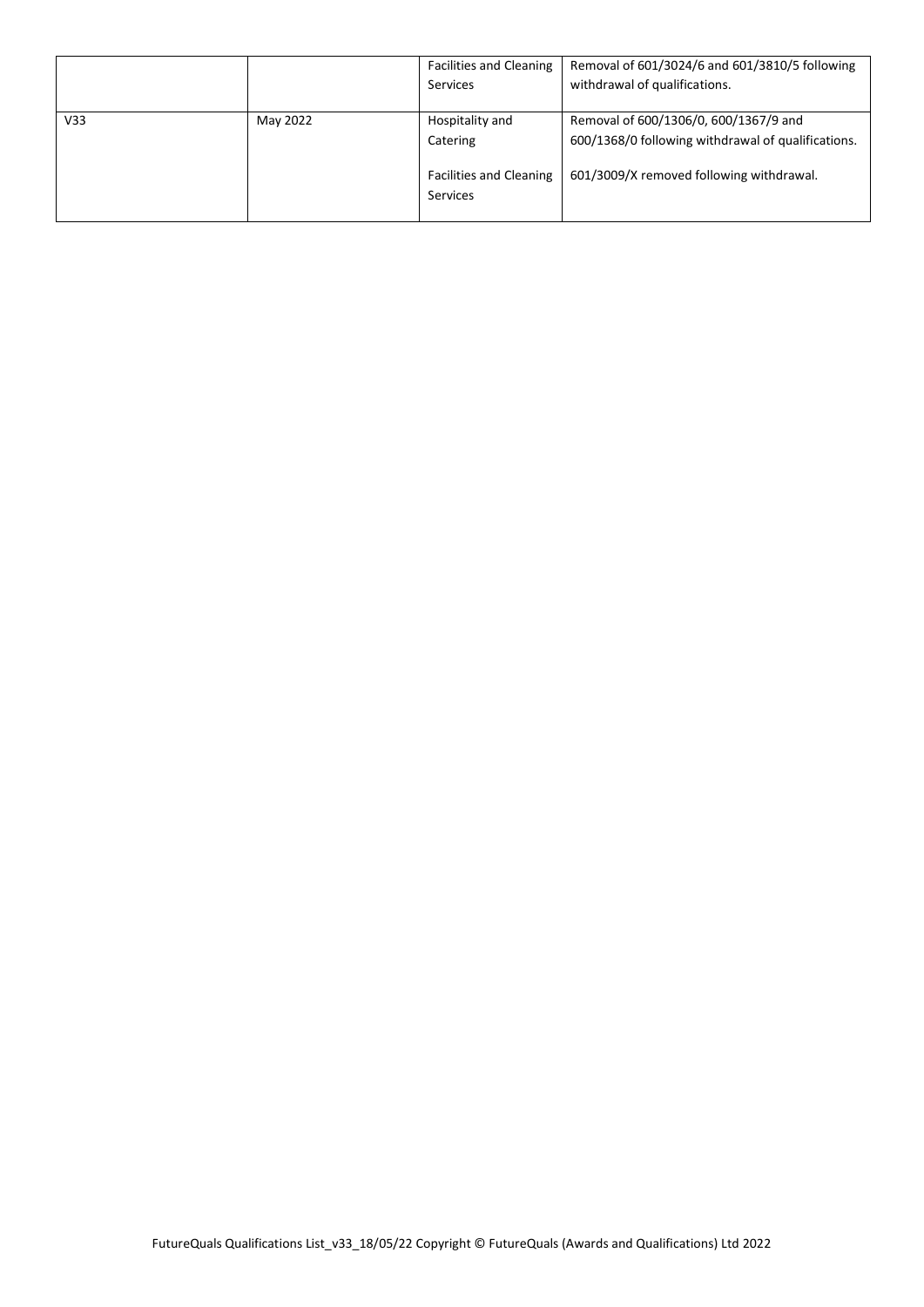| | | | |
|---|---|---|---|
| | | Facilities and Cleaning Services | Removal of 601/3024/6 and 601/3810/5 following withdrawal of qualifications. |
| V33 | May 2022 | Hospitality and Catering<br><br>Facilities and Cleaning Services | Removal of 600/1306/0, 600/1367/9 and 600/1368/0 following withdrawal of qualifications.<br><br>601/3009/X removed following withdrawal. |

FutureQuals Qualifications List_v33_18/05/22 Copyright © FutureQuals (Awards and Qualifications) Ltd 2022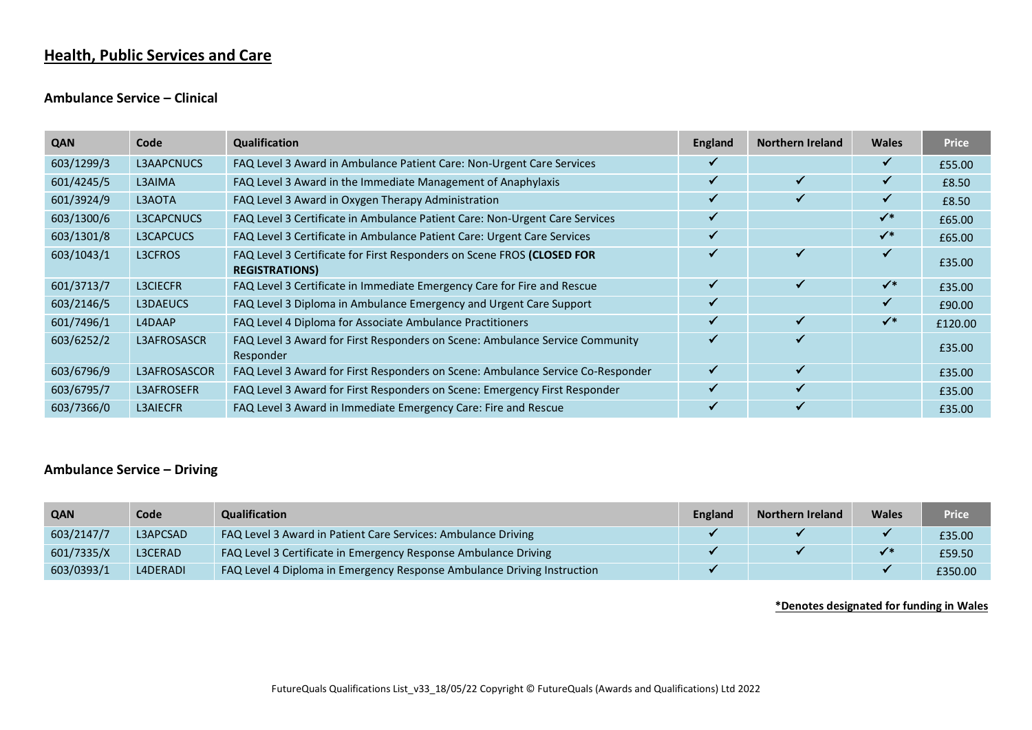# Health, Public Services and Care

## Ambulance Service – Clinical

| QAN | Code | Qualification | England | Northern Ireland | Wales | Price |
|---|---|---|---|---|---|---|
| 603/1299/3 | L3AAPCNUCS | FAQ Level 3 Award in Ambulance Patient Care: Non-Urgent Care Services | ✓ | | ✓ | £55.00 |
| 601/4245/5 | L3AIMA | FAQ Level 3 Award in the Immediate Management of Anaphylaxis | ✓ | ✓ | ✓ | £8.50 |
| 601/3924/9 | L3AOTA | FAQ Level 3 Award in Oxygen Therapy Administration | ✓ | ✓ | ✓ | £8.50 |
| 603/1300/6 | L3CAPCNUCS | FAQ Level 3 Certificate in Ambulance Patient Care: Non-Urgent Care Services | ✓ | | ✓* | £65.00 |
| 603/1301/8 | L3CAPCUCS | FAQ Level 3 Certificate in Ambulance Patient Care: Urgent Care Services | ✓ | | ✓* | £65.00 |
| 603/1043/1 | L3CFROS | FAQ Level 3 Certificate for First Responders on Scene FROS **(CLOSED FOR REGISTRATIONS)** | ✓ | ✓ | ✓ | £35.00 |
| 601/3713/7 | L3CIECFR | FAQ Level 3 Certificate in Immediate Emergency Care for Fire and Rescue | ✓ | ✓ | ✓* | £35.00 |
| 603/2146/5 | L3DAEUCS | FAQ Level 3 Diploma in Ambulance Emergency and Urgent Care Support | ✓ | | ✓ | £90.00 |
| 601/7496/1 | L4DAAP | FAQ Level 4 Diploma for Associate Ambulance Practitioners | ✓ | ✓ | ✓* | £120.00 |
| 603/6252/2 | L3AFROSASCR | FAQ Level 3 Award for First Responders on Scene: Ambulance Service Community Responder | ✓ | ✓ | | £35.00 |
| 603/6796/9 | L3AFROSASCOR | FAQ Level 3 Award for First Responders on Scene: Ambulance Service Co-Responder | ✓ | ✓ | | £35.00 |
| 603/6795/7 | L3AFROSEFR | FAQ Level 3 Award for First Responders on Scene: Emergency First Responder | ✓ | ✓ | | £35.00 |
| 603/7366/0 | L3AIECFR | FAQ Level 3 Award in Immediate Emergency Care: Fire and Rescue | ✓ | ✓ | | £35.00 |

## Ambulance Service – Driving

| QAN | Code | Qualification | England | Northern Ireland | Wales | Price |
|---|---|---|---|---|---|---|
| 603/2147/7 | L3APCSAD | FAQ Level 3 Award in Patient Care Services: Ambulance Driving | ✓ | ✓ | ✓ | £35.00 |
| 601/7335/X | L3CERAD | FAQ Level 3 Certificate in Emergency Response Ambulance Driving | ✓ | ✓ | ✓* | £59.50 |
| 603/0393/1 | L4DERADI | FAQ Level 4 Diploma in Emergency Response Ambulance Driving Instruction | ✓ | | ✓ | £350.00 |

**\*Denotes designated for funding in Wales**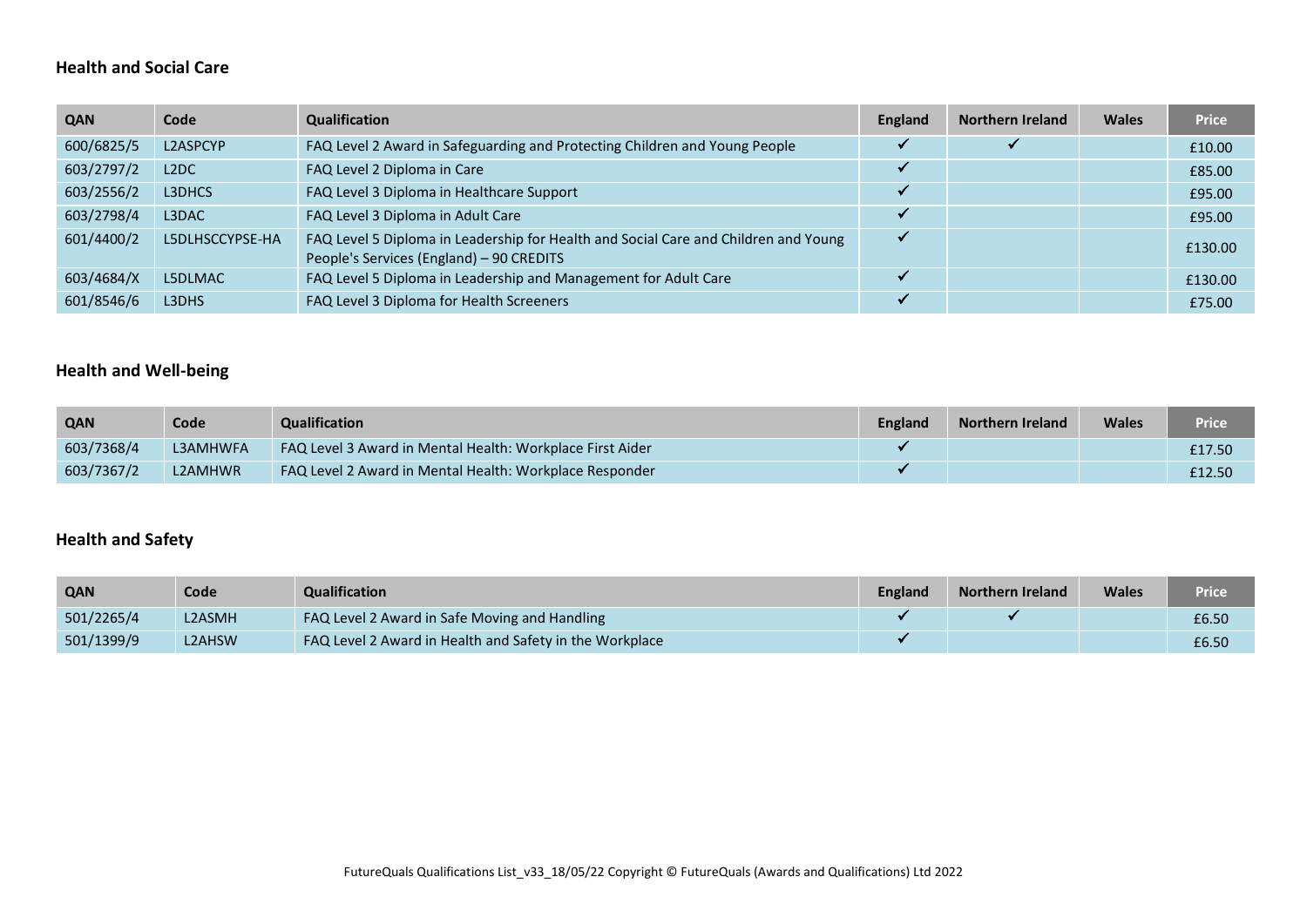## Health and Social Care

| QAN | Code | Qualification | England | Northern Ireland | Wales | Price |
|---|---|---|---|---|---|---|
| 600/6825/5 | L2ASPCYP | FAQ Level 2 Award in Safeguarding and Protecting Children and Young People | ✓ | ✓ | | £10.00 |
| 603/2797/2 | L2DC | FAQ Level 2 Diploma in Care | ✓ | | | £85.00 |
| 603/2556/2 | L3DHCS | FAQ Level 3 Diploma in Healthcare Support | ✓ | | | £95.00 |
| 603/2798/4 | L3DAC | FAQ Level 3 Diploma in Adult Care | ✓ | | | £95.00 |
| 601/4400/2 | L5DLHSCCYPSE-HA | FAQ Level 5 Diploma in Leadership for Health and Social Care and Children and Young People's Services (England) – 90 CREDITS | ✓ | | | £130.00 |
| 603/4684/X | L5DLMAC | FAQ Level 5 Diploma in Leadership and Management for Adult Care | ✓ | | | £130.00 |
| 601/8546/6 | L3DHS | FAQ Level 3 Diploma for Health Screeners | ✓ | | | £75.00 |

## Health and Well-being

| QAN | Code | Qualification | England | Northern Ireland | Wales | Price |
|---|---|---|---|---|---|---|
| 603/7368/4 | L3AMHWFA | FAQ Level 3 Award in Mental Health: Workplace First Aider | ✓ | | | £17.50 |
| 603/7367/2 | L2AMHWR | FAQ Level 2 Award in Mental Health: Workplace Responder | ✓ | | | £12.50 |

## Health and Safety

| QAN | Code | Qualification | England | Northern Ireland | Wales | Price |
|---|---|---|---|---|---|---|
| 501/2265/4 | L2ASMH | FAQ Level 2 Award in Safe Moving and Handling | ✓ | ✓ | | £6.50 |
| 501/1399/9 | L2AHSW | FAQ Level 2 Award in Health and Safety in the Workplace | ✓ | | | £6.50 |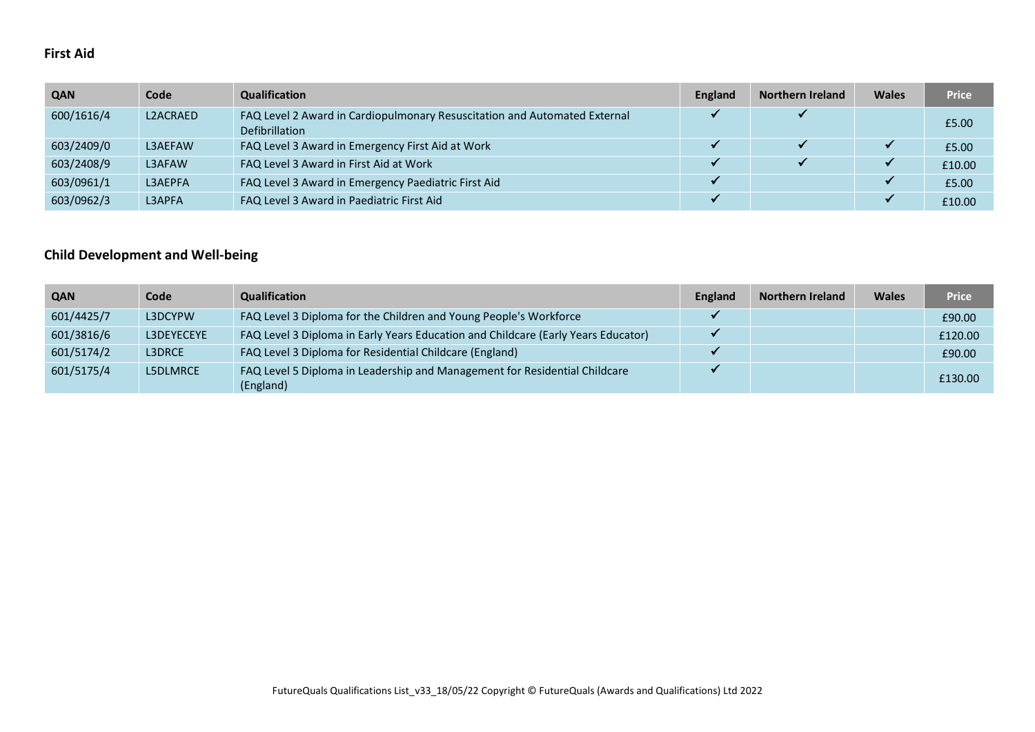## First Aid

| QAN | Code | Qualification | England | Northern Ireland | Wales | Price |
|---|---|---|---|---|---|---|
| 600/1616/4 | L2ACRAED | FAQ Level 2 Award in Cardiopulmonary Resuscitation and Automated External Defibrillation | ✓ | ✓ | | £5.00 |
| 603/2409/0 | L3AEFAW | FAQ Level 3 Award in Emergency First Aid at Work | ✓ | ✓ | ✓ | £5.00 |
| 603/2408/9 | L3AFAW | FAQ Level 3 Award in First Aid at Work | ✓ | ✓ | ✓ | £10.00 |
| 603/0961/1 | L3AEPFA | FAQ Level 3 Award in Emergency Paediatric First Aid | ✓ | | ✓ | £5.00 |
| 603/0962/3 | L3APFA | FAQ Level 3 Award in Paediatric First Aid | ✓ | | ✓ | £10.00 |

## Child Development and Well-being

| QAN | Code | Qualification | England | Northern Ireland | Wales | Price |
|---|---|---|---|---|---|---|
| 601/4425/7 | L3DCYPW | FAQ Level 3 Diploma for the Children and Young People's Workforce | ✓ | | | £90.00 |
| 601/3816/6 | L3DEYECEYE | FAQ Level 3 Diploma in Early Years Education and Childcare (Early Years Educator) | ✓ | | | £120.00 |
| 601/5174/2 | L3DRCE | FAQ Level 3 Diploma for Residential Childcare (England) | ✓ | | | £90.00 |
| 601/5175/4 | L5DLMRCE | FAQ Level 5 Diploma in Leadership and Management for Residential Childcare (England) | ✓ | | | £130.00 |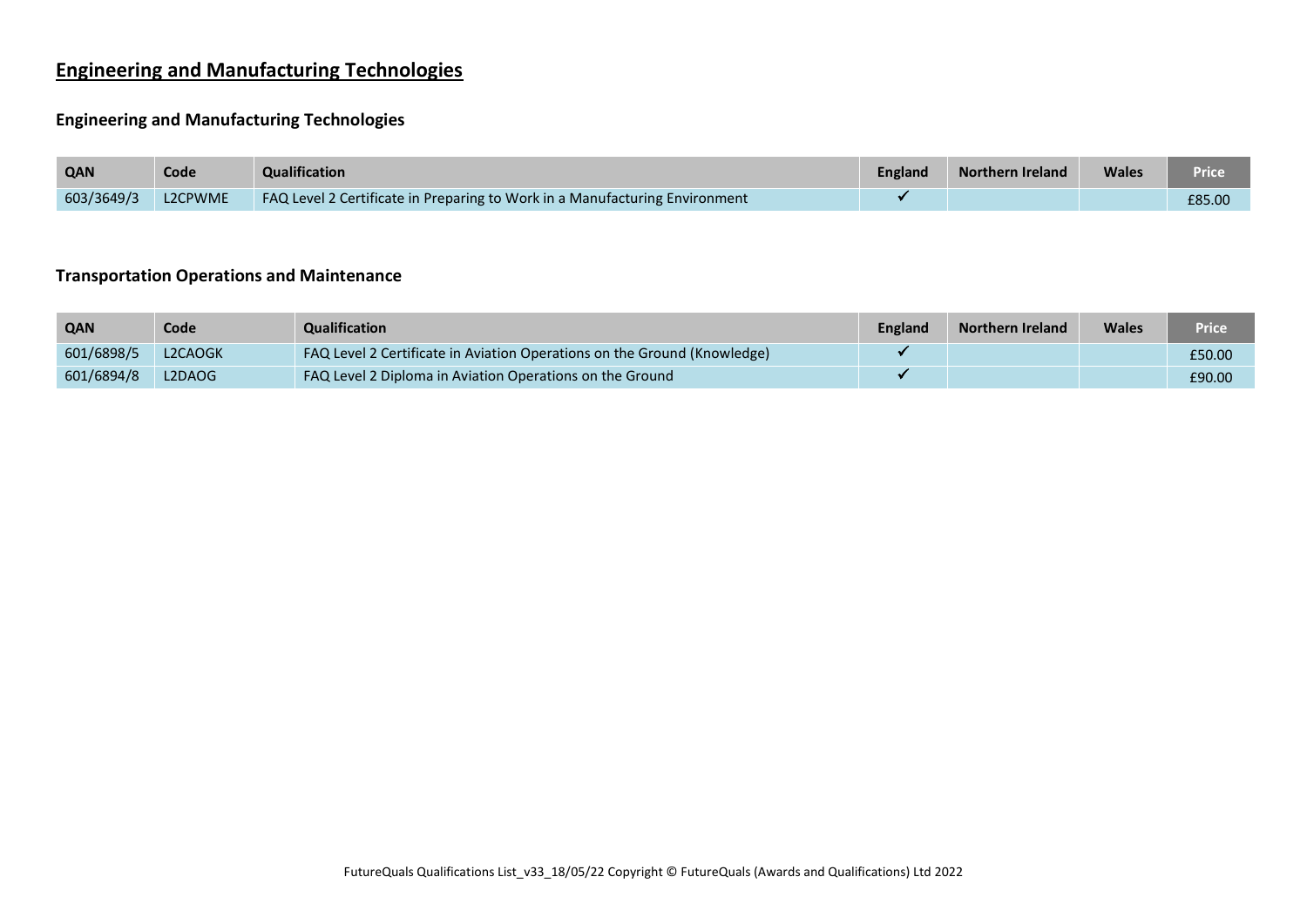# Engineering and Manufacturing Technologies

## Engineering and Manufacturing Technologies

| QAN | Code | Qualification | England | Northern Ireland | Wales | Price |
|---|---|---|---|---|---|---|
| 603/3649/3 | L2CPWME | FAQ Level 2 Certificate in Preparing to Work in a Manufacturing Environment | ✓ | | | £85.00 |

## Transportation Operations and Maintenance

| QAN | Code | Qualification | England | Northern Ireland | Wales | Price |
|---|---|---|---|---|---|---|
| 601/6898/5 | L2CAOGK | FAQ Level 2 Certificate in Aviation Operations on the Ground (Knowledge) | ✓ | | | £50.00 |
| 601/6894/8 | L2DAOG | FAQ Level 2 Diploma in Aviation Operations on the Ground | ✓ | | | £90.00 |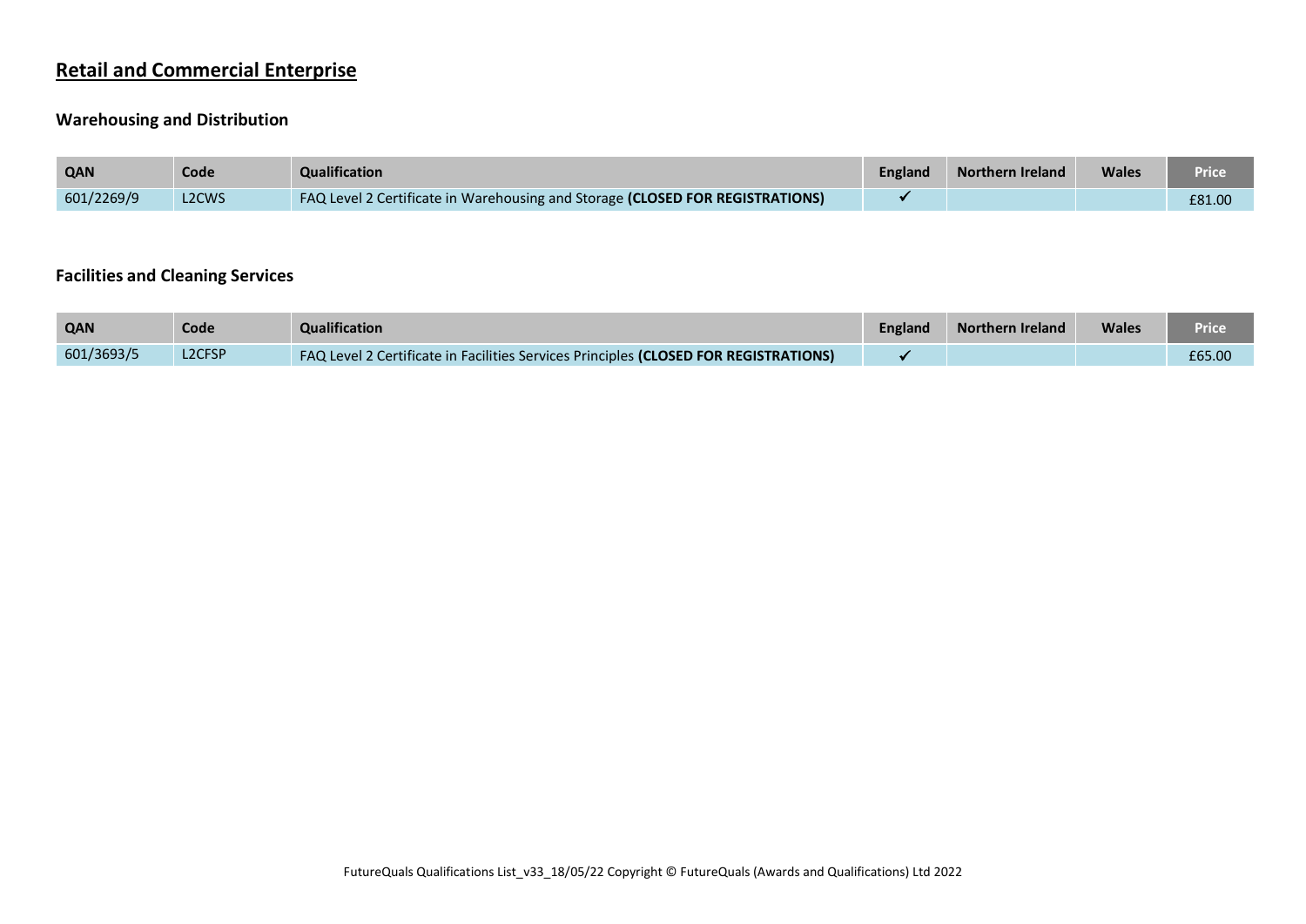# Retail and Commercial Enterprise

## Warehousing and Distribution

| QAN | Code | Qualification | England | Northern Ireland | Wales | Price |
|---|---|---|---|---|---|---|
| 601/2269/9 | L2CWS | FAQ Level 2 Certificate in Warehousing and Storage **(CLOSED FOR REGISTRATIONS)** | ✓ | | | £81.00 |

## Facilities and Cleaning Services

| QAN | Code | Qualification | England | Northern Ireland | Wales | Price |
|---|---|---|---|---|---|---|
| 601/3693/5 | L2CFSP | FAQ Level 2 Certificate in Facilities Services Principles **(CLOSED FOR REGISTRATIONS)** | ✓ | | | £65.00 |

FutureQuals Qualifications List_v33_18/05/22 Copyright © FutureQuals (Awards and Qualifications) Ltd 2022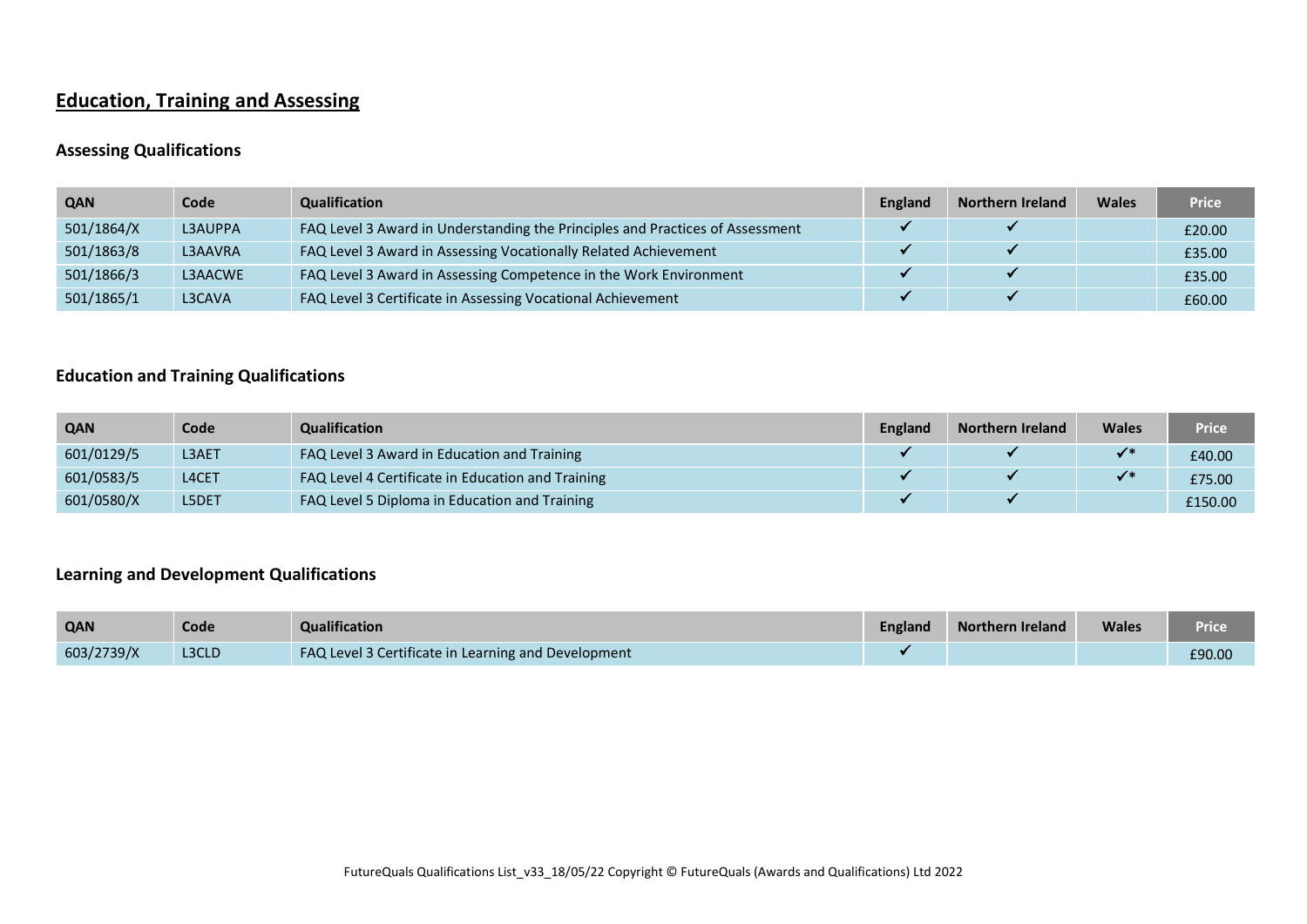# Education, Training and Assessing

## Assessing Qualifications

| QAN | Code | Qualification | England | Northern Ireland | Wales | Price |
|---|---|---|---|---|---|---|
| 501/1864/X | L3AUPPA | FAQ Level 3 Award in Understanding the Principles and Practices of Assessment | ✓ | ✓ | | £20.00 |
| 501/1863/8 | L3AAVRA | FAQ Level 3 Award in Assessing Vocationally Related Achievement | ✓ | ✓ | | £35.00 |
| 501/1866/3 | L3AACWE | FAQ Level 3 Award in Assessing Competence in the Work Environment | ✓ | ✓ | | £35.00 |
| 501/1865/1 | L3CAVA | FAQ Level 3 Certificate in Assessing Vocational Achievement | ✓ | ✓ | | £60.00 |

## Education and Training Qualifications

| QAN | Code | Qualification | England | Northern Ireland | Wales | Price |
|---|---|---|---|---|---|---|
| 601/0129/5 | L3AET | FAQ Level 3 Award in Education and Training | ✓ | ✓ | ✓* | £40.00 |
| 601/0583/5 | L4CET | FAQ Level 4 Certificate in Education and Training | ✓ | ✓ | ✓* | £75.00 |
| 601/0580/X | L5DET | FAQ Level 5 Diploma in Education and Training | ✓ | ✓ | | £150.00 |

## Learning and Development Qualifications

| QAN | Code | Qualification | England | Northern Ireland | Wales | Price |
|---|---|---|---|---|---|---|
| 603/2739/X | L3CLD | FAQ Level 3 Certificate in Learning and Development | ✓ | | | £90.00 |

FutureQuals Qualifications List_v33_18/05/22 Copyright © FutureQuals (Awards and Qualifications) Ltd 2022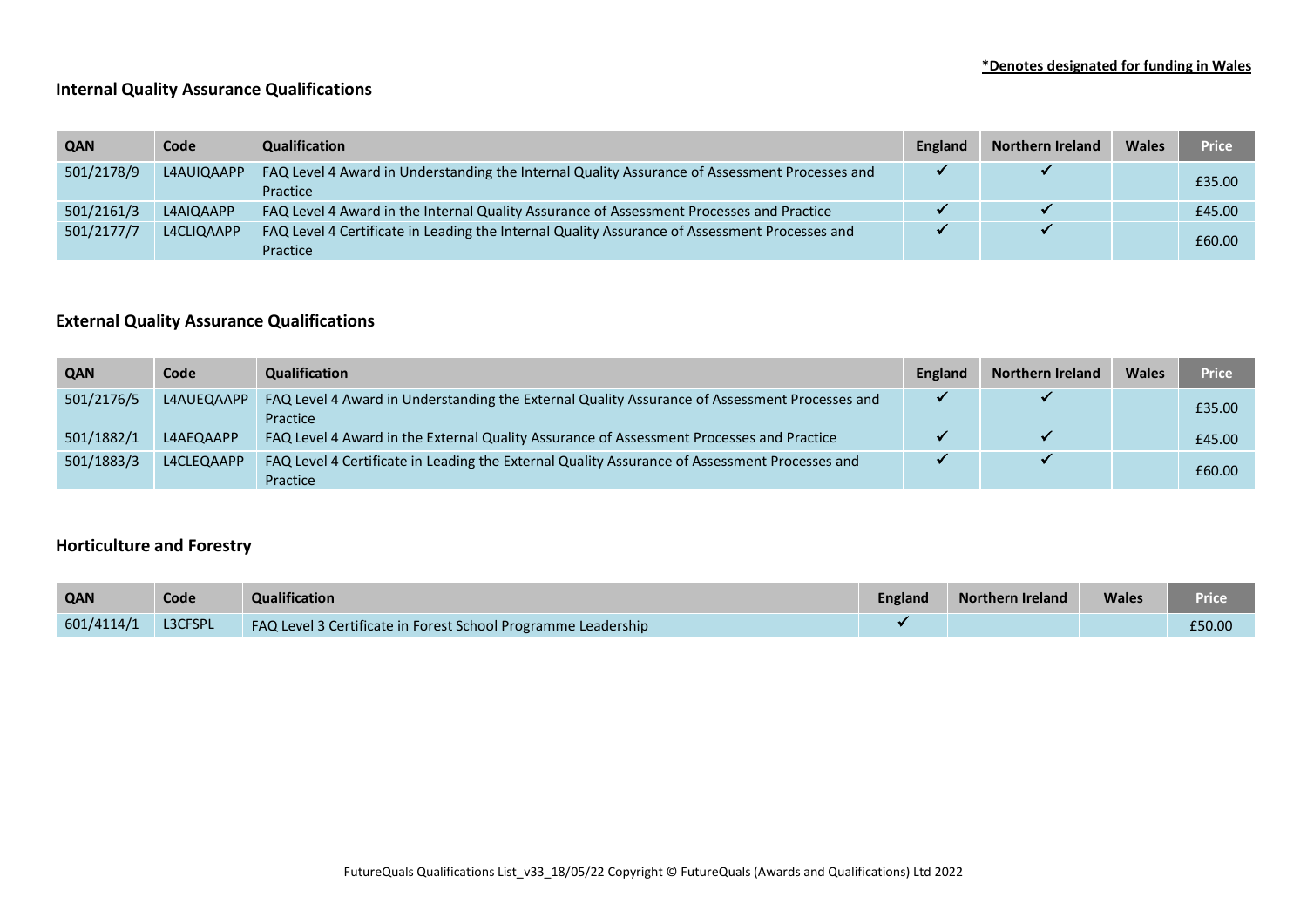**\*Denotes designated for funding in Wales**

## Internal Quality Assurance Qualifications

| QAN | Code | Qualification | England | Northern Ireland | Wales | Price |
|---|---|---|---|---|---|---|
| 501/2178/9 | L4AUIQAAPP | FAQ Level 4 Award in Understanding the Internal Quality Assurance of Assessment Processes and Practice | ✓ | ✓ | | £35.00 |
| 501/2161/3 | L4AIQAAPP | FAQ Level 4 Award in the Internal Quality Assurance of Assessment Processes and Practice | ✓ | ✓ | | £45.00 |
| 501/2177/7 | L4CLIQAAPP | FAQ Level 4 Certificate in Leading the Internal Quality Assurance of Assessment Processes and Practice | ✓ | ✓ | | £60.00 |

## External Quality Assurance Qualifications

| QAN | Code | Qualification | England | Northern Ireland | Wales | Price |
|---|---|---|---|---|---|---|
| 501/2176/5 | L4AUEQAAPP | FAQ Level 4 Award in Understanding the External Quality Assurance of Assessment Processes and Practice | ✓ | ✓ | | £35.00 |
| 501/1882/1 | L4AEQAAPP | FAQ Level 4 Award in the External Quality Assurance of Assessment Processes and Practice | ✓ | ✓ | | £45.00 |
| 501/1883/3 | L4CLEQAAPP | FAQ Level 4 Certificate in Leading the External Quality Assurance of Assessment Processes and Practice | ✓ | ✓ | | £60.00 |

## Horticulture and Forestry

| QAN | Code | Qualification | England | Northern Ireland | Wales | Price |
|---|---|---|---|---|---|---|
| 601/4114/1 | L3CFSPL | FAQ Level 3 Certificate in Forest School Programme Leadership | ✓ | | | £50.00 |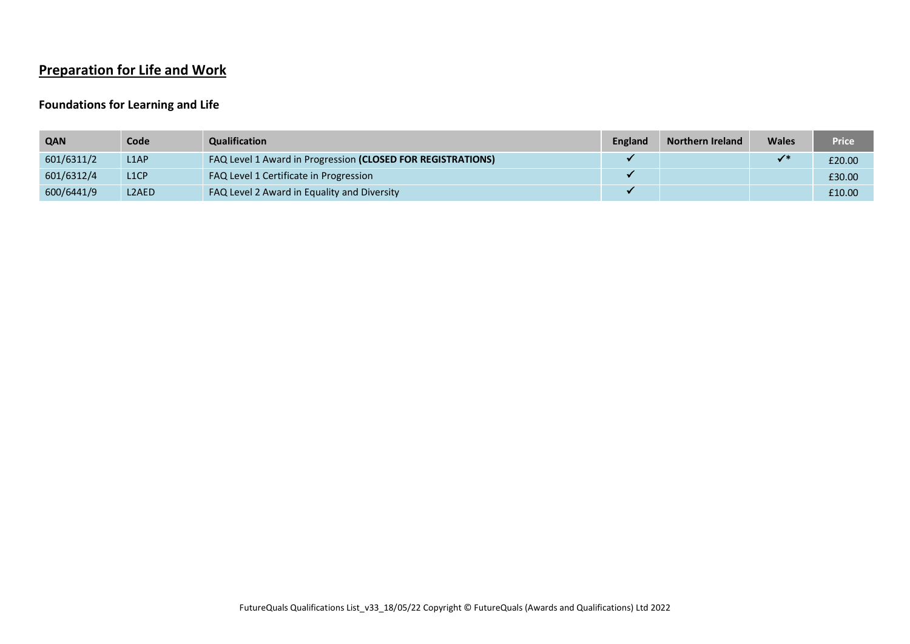# Preparation for Life and Work

## Foundations for Learning and Life

| QAN | Code | Qualification | England | Northern Ireland | Wales | Price |
|---|---|---|---|---|---|---|
| 601/6311/2 | L1AP | FAQ Level 1 Award in Progression **(CLOSED FOR REGISTRATIONS)** | ✓ | | ✓* | £20.00 |
| 601/6312/4 | L1CP | FAQ Level 1 Certificate in Progression | ✓ | | | £30.00 |
| 600/6441/9 | L2AED | FAQ Level 2 Award in Equality and Diversity | ✓ | | | £10.00 |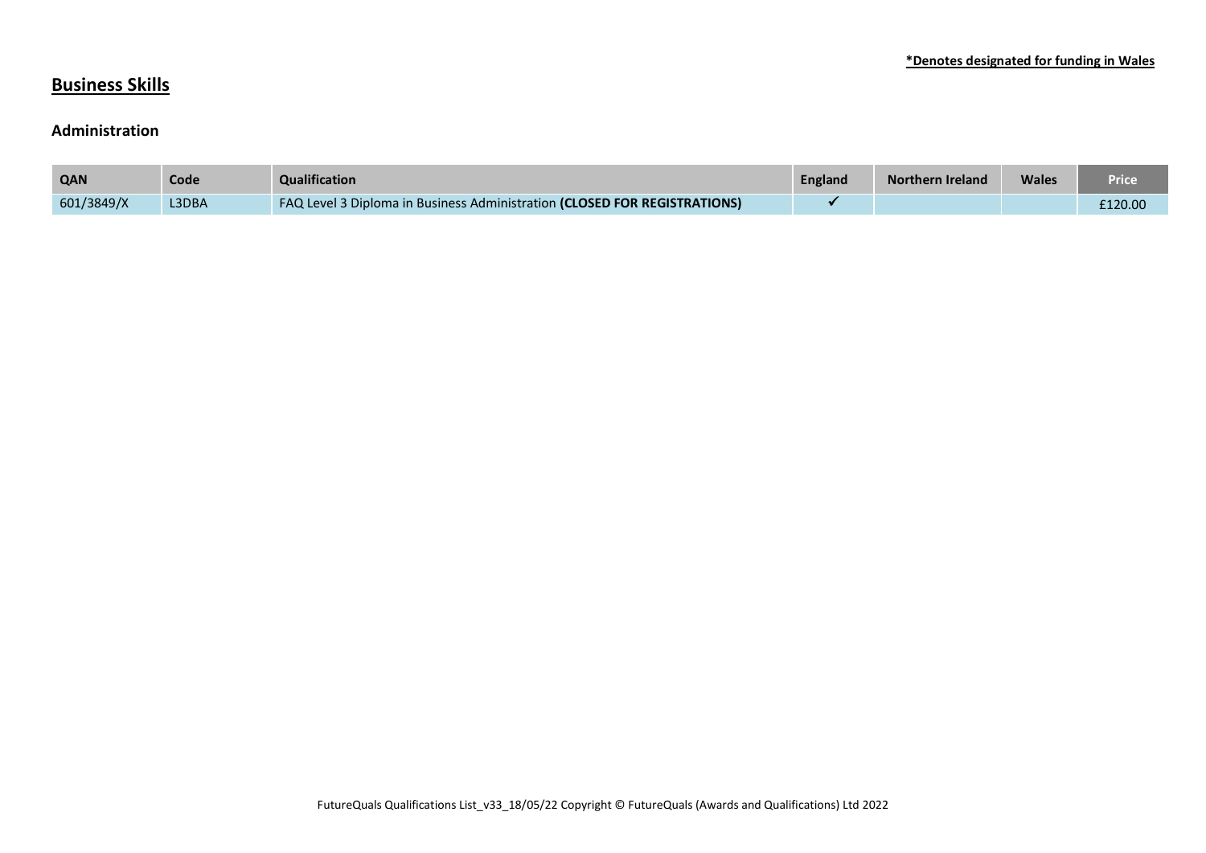**\*Denotes designated for funding in Wales**

# Business Skills

### Administration

| QAN | Code | Qualification | England | Northern Ireland | Wales | Price |
|---|---|---|---|---|---|---|
| 601/3849/X | L3DBA | FAQ Level 3 Diploma in Business Administration **(CLOSED FOR REGISTRATIONS)** | ✓ | | | £120.00 |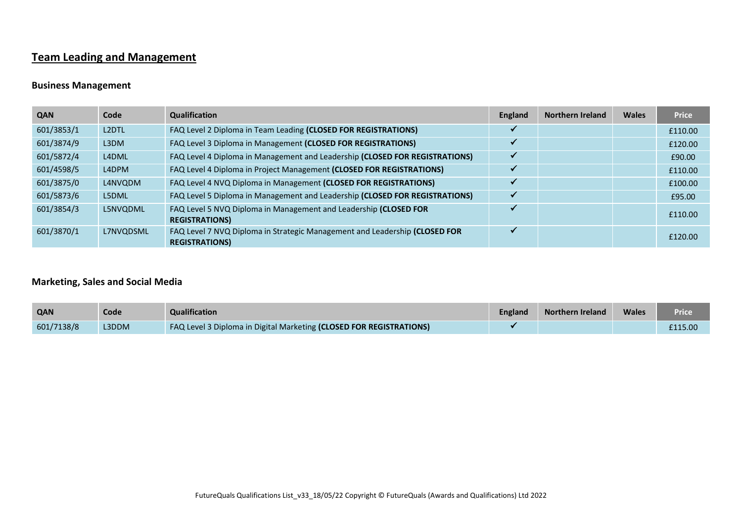## Team Leading and Management

### Business Management

| QAN | Code | Qualification | England | Northern Ireland | Wales | Price |
|---|---|---|---|---|---|---|
| 601/3853/1 | L2DTL | FAQ Level 2 Diploma in Team Leading **(CLOSED FOR REGISTRATIONS)** | ✓ | | | £110.00 |
| 601/3874/9 | L3DM | FAQ Level 3 Diploma in Management **(CLOSED FOR REGISTRATIONS)** | ✓ | | | £120.00 |
| 601/5872/4 | L4DML | FAQ Level 4 Diploma in Management and Leadership **(CLOSED FOR REGISTRATIONS)** | ✓ | | | £90.00 |
| 601/4598/5 | L4DPM | FAQ Level 4 Diploma in Project Management **(CLOSED FOR REGISTRATIONS)** | ✓ | | | £110.00 |
| 601/3875/0 | L4NVQDM | FAQ Level 4 NVQ Diploma in Management **(CLOSED FOR REGISTRATIONS)** | ✓ | | | £100.00 |
| 601/5873/6 | L5DML | FAQ Level 5 Diploma in Management and Leadership **(CLOSED FOR REGISTRATIONS)** | ✓ | | | £95.00 |
| 601/3854/3 | L5NVQDML | FAQ Level 5 NVQ Diploma in Management and Leadership **(CLOSED FOR REGISTRATIONS)** | ✓ | | | £110.00 |
| 601/3870/1 | L7NVQDSML | FAQ Level 7 NVQ Diploma in Strategic Management and Leadership **(CLOSED FOR REGISTRATIONS)** | ✓ | | | £120.00 |

### Marketing, Sales and Social Media

| QAN | Code | Qualification | England | Northern Ireland | Wales | Price |
|---|---|---|---|---|---|---|
| 601/7138/8 | L3DDM | FAQ Level 3 Diploma in Digital Marketing **(CLOSED FOR REGISTRATIONS)** | ✓ | | | £115.00 |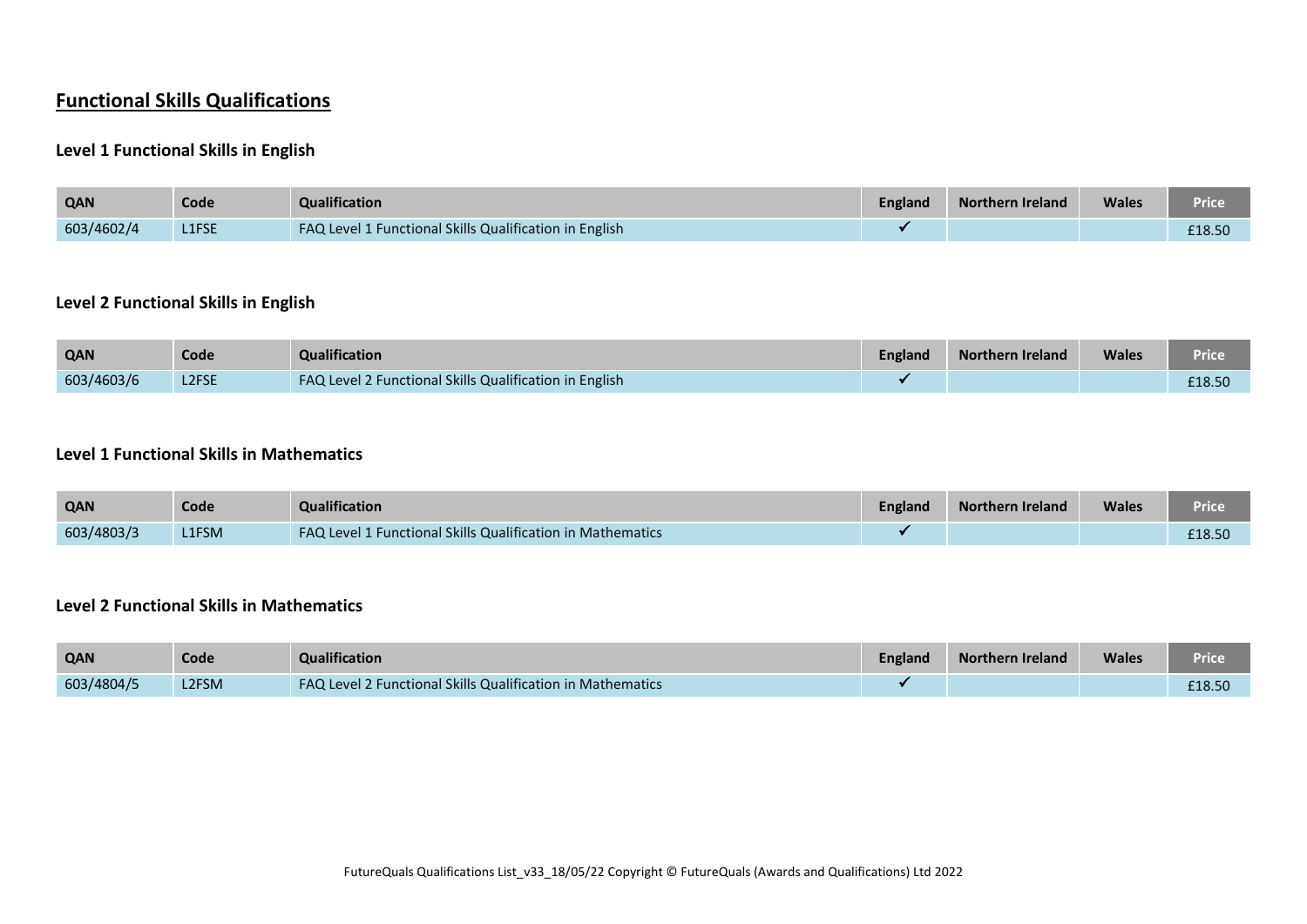## Functional Skills Qualifications

### Level 1 Functional Skills in English

| QAN | Code | Qualification | England | Northern Ireland | Wales | Price |
|---|---|---|---|---|---|---|
| 603/4602/4 | L1FSE | FAQ Level 1 Functional Skills Qualification in English | ✓ | | | £18.50 |

### Level 2 Functional Skills in English

| QAN | Code | Qualification | England | Northern Ireland | Wales | Price |
|---|---|---|---|---|---|---|
| 603/4603/6 | L2FSE | FAQ Level 2 Functional Skills Qualification in English | ✓ | | | £18.50 |

### Level 1 Functional Skills in Mathematics

| QAN | Code | Qualification | England | Northern Ireland | Wales | Price |
|---|---|---|---|---|---|---|
| 603/4803/3 | L1FSM | FAQ Level 1 Functional Skills Qualification in Mathematics | ✓ | | | £18.50 |

### Level 2 Functional Skills in Mathematics

| QAN | Code | Qualification | England | Northern Ireland | Wales | Price |
|---|---|---|---|---|---|---|
| 603/4804/5 | L2FSM | FAQ Level 2 Functional Skills Qualification in Mathematics | ✓ | | | £18.50 |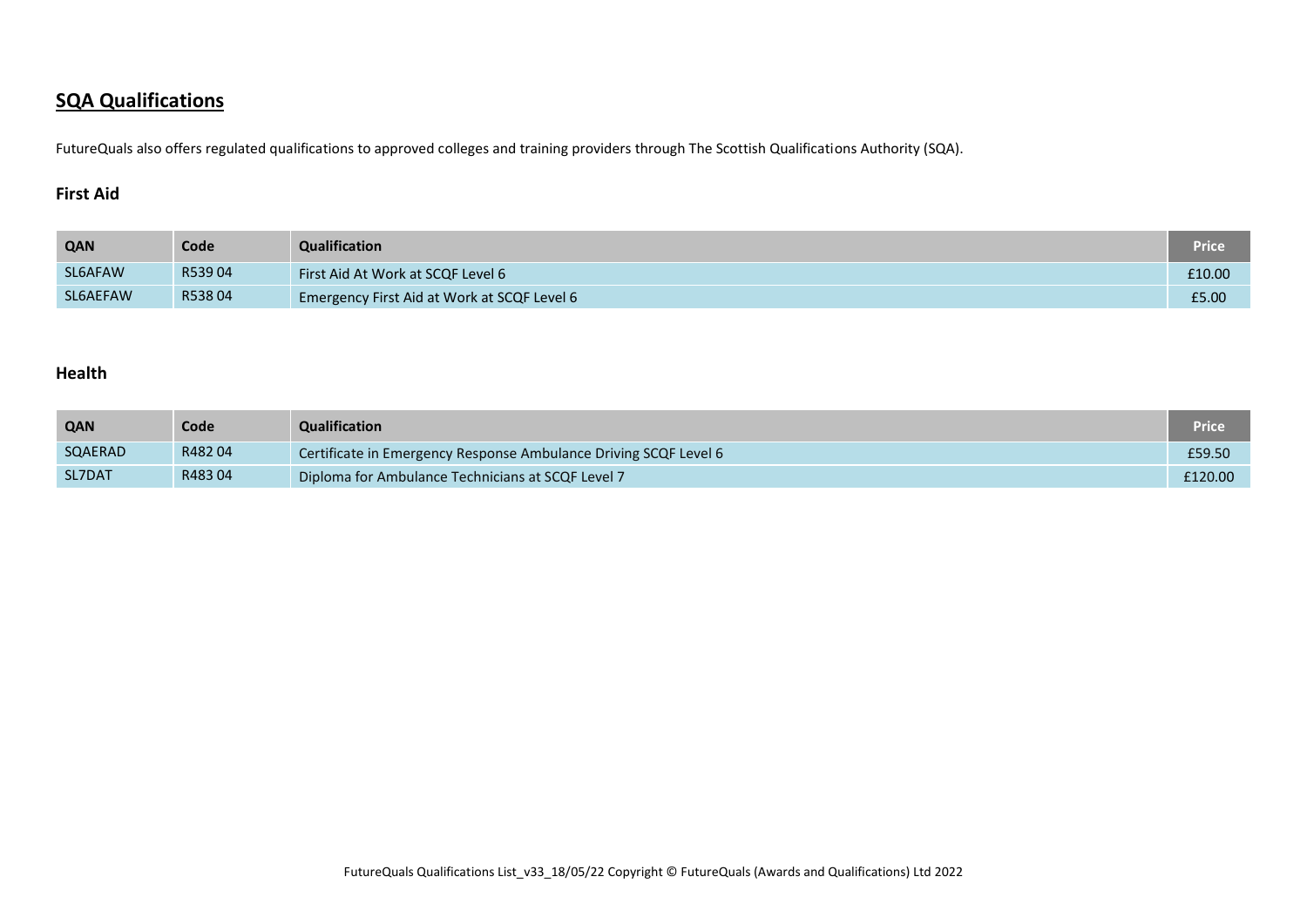## SQA Qualifications

FutureQuals also offers regulated qualifications to approved colleges and training providers through The Scottish Qualifications Authority (SQA).

### First Aid

| QAN | Code | Qualification | Price |
|---|---|---|---|
| SL6AFAW | R539 04 | First Aid At Work at SCQF Level 6 | £10.00 |
| SL6AEFAW | R538 04 | Emergency First Aid at Work at SCQF Level 6 | £5.00 |

### Health

| QAN | Code | Qualification | Price |
|---|---|---|---|
| SQAERAD | R482 04 | Certificate in Emergency Response Ambulance Driving SCQF Level 6 | £59.50 |
| SL7DAT | R483 04 | Diploma for Ambulance Technicians at SCQF Level 7 | £120.00 |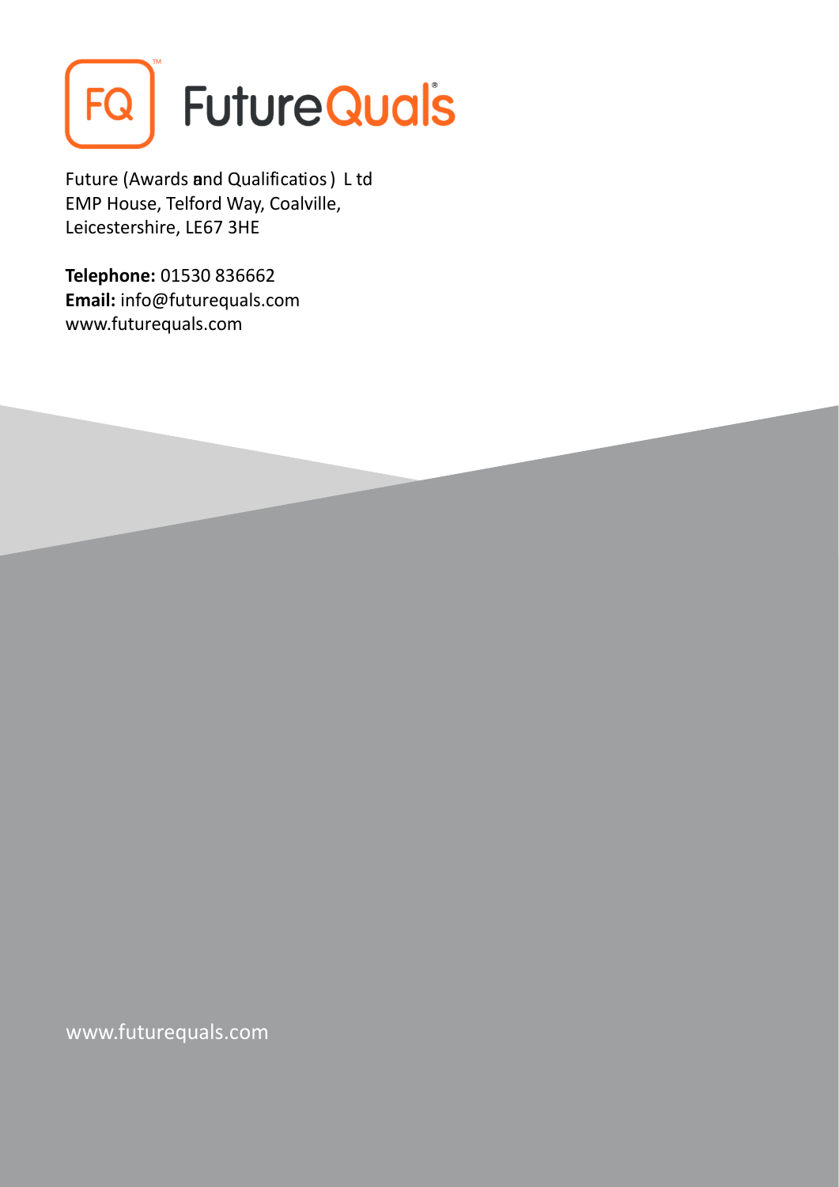FQ FutureQuals

Future (Awards and Qualifications) Ltd
EMP House, Telford Way, Coalville,
Leicestershire, LE67 3HE

**Telephone:** 01530 836662
**Email:** info@futurequals.com
www.futurequals.com

www.futurequals.com